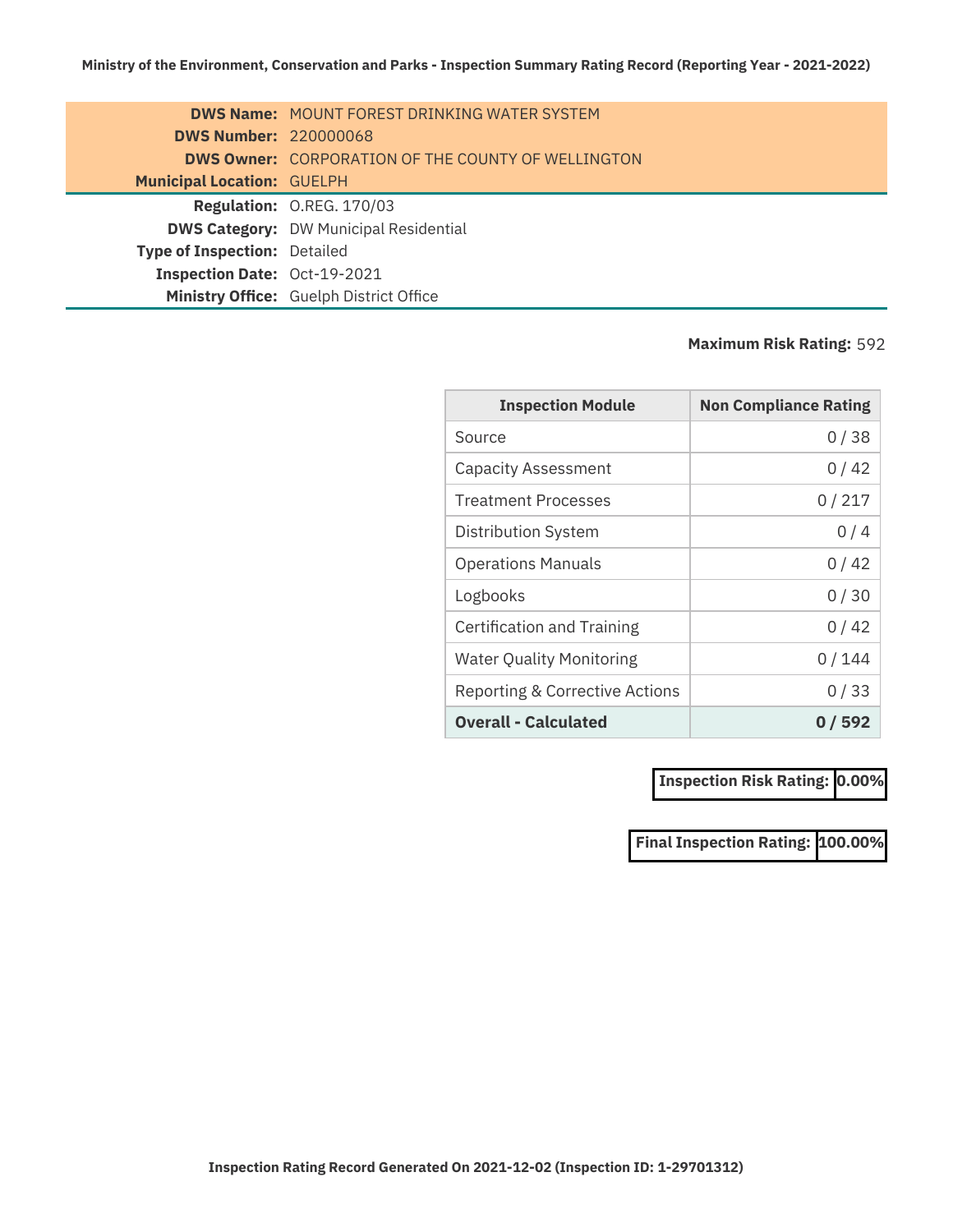**Ministry of the Environment, Conservation and Parks - Inspection Summary Rating Record (Reporting Year - 2021-2022)**

**DWS Name:** MOUNT FOREST DRINKING WATER SYSTEM
**DWS Number:** 220000068
**DWS Owner:** CORPORATION OF THE COUNTY OF WELLINGTON
**Municipal Location:** GUELPH

**Regulation:** O.REG. 170/03
**DWS Category:** DW Municipal Residential
**Type of Inspection:** Detailed
**Inspection Date:** Oct-19-2021
**Ministry Office:** Guelph District Office

**Maximum Risk Rating:** 592

| Inspection Module | Non Compliance Rating |
|---|---|
| Source | 0 / 38 |
| Capacity Assessment | 0 / 42 |
| Treatment Processes | 0 / 217 |
| Distribution System | 0 / 4 |
| Operations Manuals | 0 / 42 |
| Logbooks | 0 / 30 |
| Certification and Training | 0 / 42 |
| Water Quality Monitoring | 0 / 144 |
| Reporting & Corrective Actions | 0 / 33 |
| **Overall - Calculated** | **0 / 592** |

**Inspection Risk Rating:** 0.00%

**Final Inspection Rating:** 100.00%

**Inspection Rating Record Generated On 2021-12-02 (Inspection ID: 1-29701312)**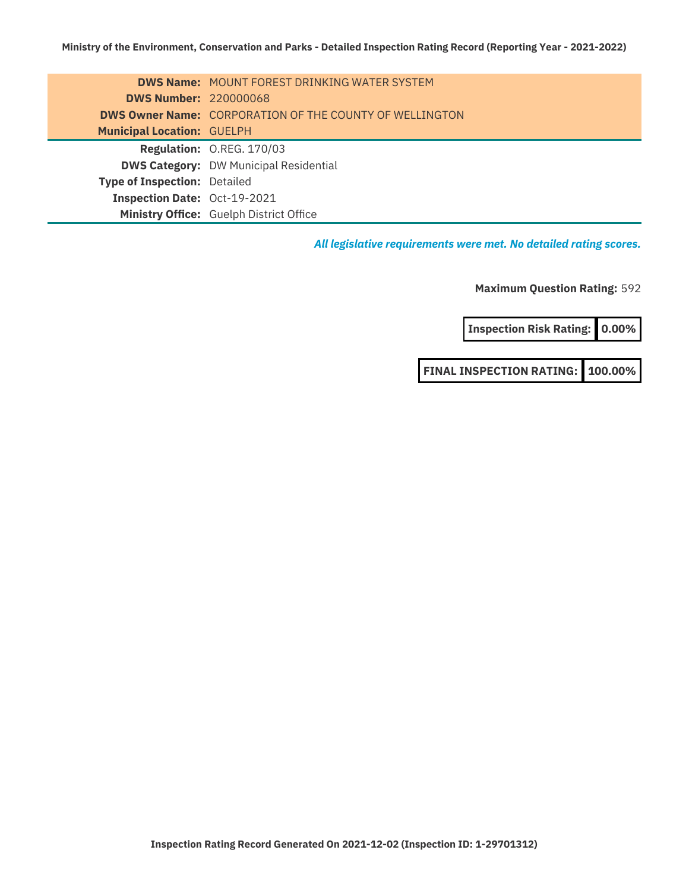**Ministry of the Environment, Conservation and Parks - Detailed Inspection Rating Record (Reporting Year - 2021-2022)**

| | |
|---|---|
| **DWS Name:** | MOUNT FOREST DRINKING WATER SYSTEM |
| **DWS Number:** | 220000068 |
| **DWS Owner Name:** | CORPORATION OF THE COUNTY OF WELLINGTON |
| **Municipal Location:** | GUELPH |
| **Regulation:** | O.REG. 170/03 |
| **DWS Category:** | DW Municipal Residential |
| **Type of Inspection:** | Detailed |
| **Inspection Date:** | Oct-19-2021 |
| **Ministry Office:** | Guelph District Office |

***All legislative requirements were met. No detailed rating scores.***

**Maximum Question Rating:** 592

| | |
|---|---|
| **Inspection Risk Rating:** | **0.00%** |

| | |
|---|---|
| **FINAL INSPECTION RATING:** | **100.00%** |

**Inspection Rating Record Generated On 2021-12-02 (Inspection ID: 1-29701312)**